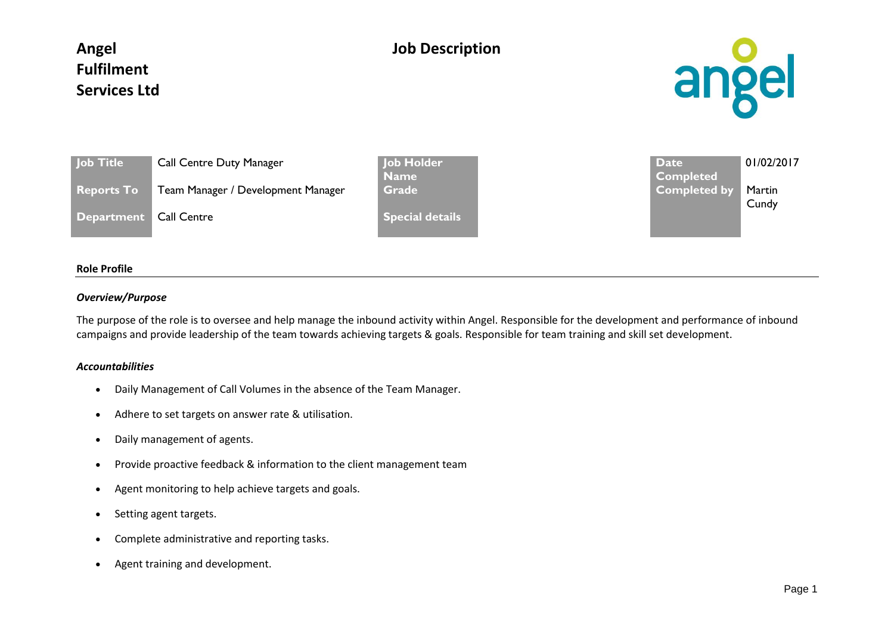**Angel Fulfilment Services Ltd**

# Job Description

| Job Title | Call Centre Duty Manager | Job Holder Name | | Date Completed | 01/02/2017 |
|---|---|---|---|---|---|
| Reports To | Team Manager / Development Manager | Grade | | Completed by | Martin Cundy |
| Department | Call Centre | Special details | | | |

## Role Profile

### *Overview/Purpose*

The purpose of the role is to oversee and help manage the inbound activity within Angel. Responsible for the development and performance of inbound campaigns and provide leadership of the team towards achieving targets & goals. Responsible for team training and skill set development.

### *Accountabilities*

- Daily Management of Call Volumes in the absence of the Team Manager.
- Adhere to set targets on answer rate & utilisation.
- Daily management of agents.
- Provide proactive feedback & information to the client management team
- Agent monitoring to help achieve targets and goals.
- Setting agent targets.
- Complete administrative and reporting tasks.
- Agent training and development.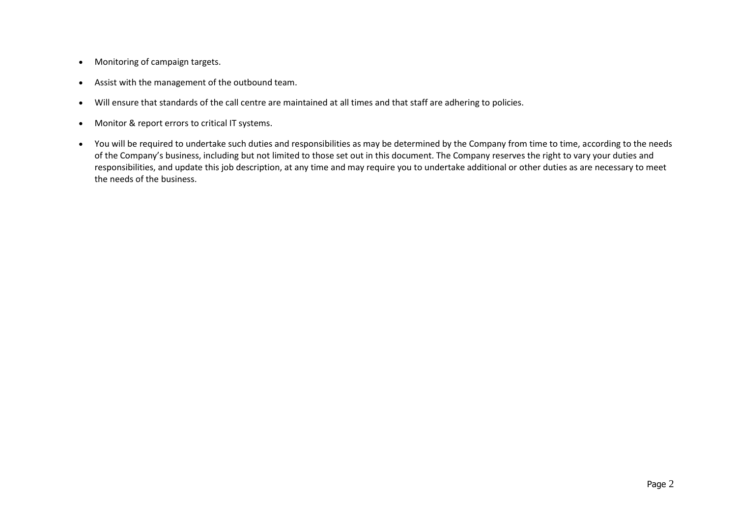- Monitoring of campaign targets.
- Assist with the management of the outbound team.
- Will ensure that standards of the call centre are maintained at all times and that staff are adhering to policies.
- Monitor & report errors to critical IT systems.
- You will be required to undertake such duties and responsibilities as may be determined by the Company from time to time, according to the needs of the Company's business, including but not limited to those set out in this document. The Company reserves the right to vary your duties and responsibilities, and update this job description, at any time and may require you to undertake additional or other duties as are necessary to meet the needs of the business.